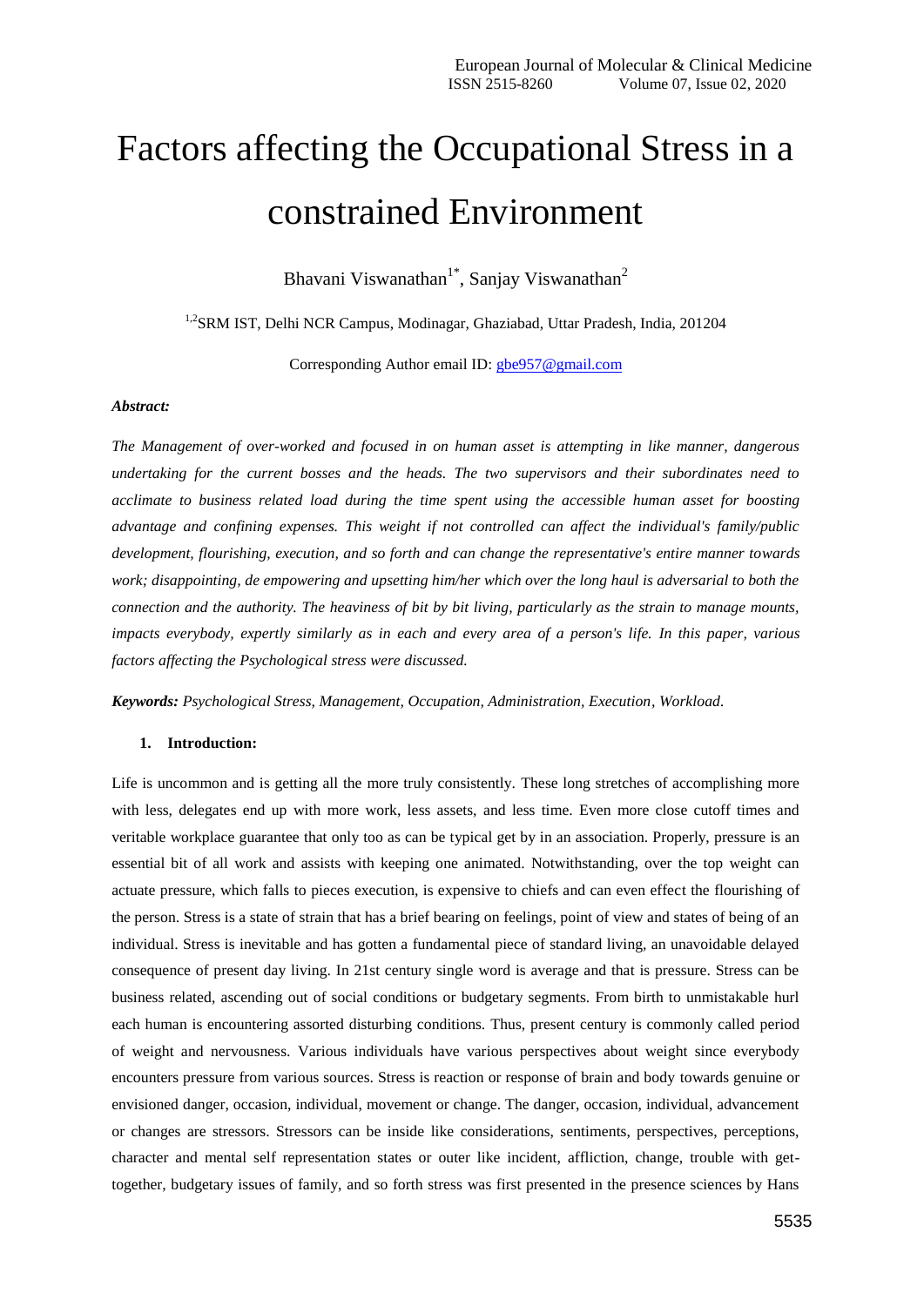# Factors affecting the Occupational Stress in a constrained Environment

Bhavani Viswanathan[1*], Sanjay Viswanathan[2]

[1,2]SRM IST, Delhi NCR Campus, Modinagar, Ghaziabad, Uttar Pradesh, India, 201204

Corresponding Author email ID: gbe957@gmail.com

***Abstract:***

*The Management of over-worked and focused in on human asset is attempting in like manner, dangerous undertaking for the current bosses and the heads. The two supervisors and their subordinates need to acclimate to business related load during the time spent using the accessible human asset for boosting advantage and confining expenses. This weight if not controlled can affect the individual's family/public development, flourishing, execution, and so forth and can change the representative's entire manner towards work; disappointing, de empowering and upsetting him/her which over the long haul is adversarial to both the connection and the authority. The heaviness of bit by bit living, particularly as the strain to manage mounts, impacts everybody, expertly similarly as in each and every area of a person's life. In this paper, various factors affecting the Psychological stress were discussed.*

***Keywords:*** *Psychological Stress, Management, Occupation, Administration, Execution, Workload.*

## 1. Introduction:

Life is uncommon and is getting all the more truly consistently. These long stretches of accomplishing more with less, delegates end up with more work, less assets, and less time. Even more close cutoff times and veritable workplace guarantee that only too as can be typical get by in an association. Properly, pressure is an essential bit of all work and assists with keeping one animated. Notwithstanding, over the top weight can actuate pressure, which falls to pieces execution, is expensive to chiefs and can even effect the flourishing of the person. Stress is a state of strain that has a brief bearing on feelings, point of view and states of being of an individual. Stress is inevitable and has gotten a fundamental piece of standard living, an unavoidable delayed consequence of present day living. In 21st century single word is average and that is pressure. Stress can be business related, ascending out of social conditions or budgetary segments. From birth to unmistakable hurl each human is encountering assorted disturbing conditions. Thus, present century is commonly called period of weight and nervousness. Various individuals have various perspectives about weight since everybody encounters pressure from various sources. Stress is reaction or response of brain and body towards genuine or envisioned danger, occasion, individual, movement or change. The danger, occasion, individual, advancement or changes are stressors. Stressors can be inside like considerations, sentiments, perspectives, perceptions, character and mental self representation states or outer like incident, affliction, change, trouble with get-together, budgetary issues of family, and so forth stress was first presented in the presence sciences by Hans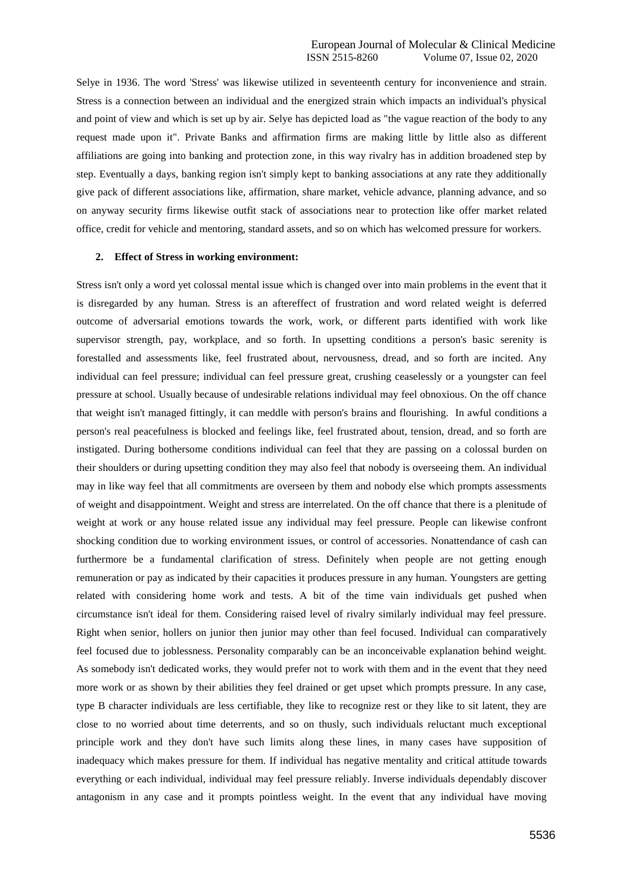Selye in 1936. The word 'Stress' was likewise utilized in seventeenth century for inconvenience and strain. Stress is a connection between an individual and the energized strain which impacts an individual's physical and point of view and which is set up by air. Selye has depicted load as "the vague reaction of the body to any request made upon it". Private Banks and affirmation firms are making little by little also as different affiliations are going into banking and protection zone, in this way rivalry has in addition broadened step by step. Eventually a days, banking region isn't simply kept to banking associations at any rate they additionally give pack of different associations like, affirmation, share market, vehicle advance, planning advance, and so on anyway security firms likewise outfit stack of associations near to protection like offer market related office, credit for vehicle and mentoring, standard assets, and so on which has welcomed pressure for workers.

## 2. Effect of Stress in working environment:

Stress isn't only a word yet colossal mental issue which is changed over into main problems in the event that it is disregarded by any human. Stress is an aftereffect of frustration and word related weight is deferred outcome of adversarial emotions towards the work, work, or different parts identified with work like supervisor strength, pay, workplace, and so forth. In upsetting conditions a person's basic serenity is forestalled and assessments like, feel frustrated about, nervousness, dread, and so forth are incited. Any individual can feel pressure; individual can feel pressure great, crushing ceaselessly or a youngster can feel pressure at school. Usually because of undesirable relations individual may feel obnoxious. On the off chance that weight isn't managed fittingly, it can meddle with person's brains and flourishing. In awful conditions a person's real peacefulness is blocked and feelings like, feel frustrated about, tension, dread, and so forth are instigated. During bothersome conditions individual can feel that they are passing on a colossal burden on their shoulders or during upsetting condition they may also feel that nobody is overseeing them. An individual may in like way feel that all commitments are overseen by them and nobody else which prompts assessments of weight and disappointment. Weight and stress are interrelated. On the off chance that there is a plenitude of weight at work or any house related issue any individual may feel pressure. People can likewise confront shocking condition due to working environment issues, or control of accessories. Nonattendance of cash can furthermore be a fundamental clarification of stress. Definitely when people are not getting enough remuneration or pay as indicated by their capacities it produces pressure in any human. Youngsters are getting related with considering home work and tests. A bit of the time vain individuals get pushed when circumstance isn't ideal for them. Considering raised level of rivalry similarly individual may feel pressure. Right when senior, hollers on junior then junior may other than feel focused. Individual can comparatively feel focused due to joblessness. Personality comparably can be an inconceivable explanation behind weight. As somebody isn't dedicated works, they would prefer not to work with them and in the event that they need more work or as shown by their abilities they feel drained or get upset which prompts pressure. In any case, type B character individuals are less certifiable, they like to recognize rest or they like to sit latent, they are close to no worried about time deterrents, and so on thusly, such individuals reluctant much exceptional principle work and they don't have such limits along these lines, in many cases have supposition of inadequacy which makes pressure for them. If individual has negative mentality and critical attitude towards everything or each individual, individual may feel pressure reliably. Inverse individuals dependably discover antagonism in any case and it prompts pointless weight. In the event that any individual have moving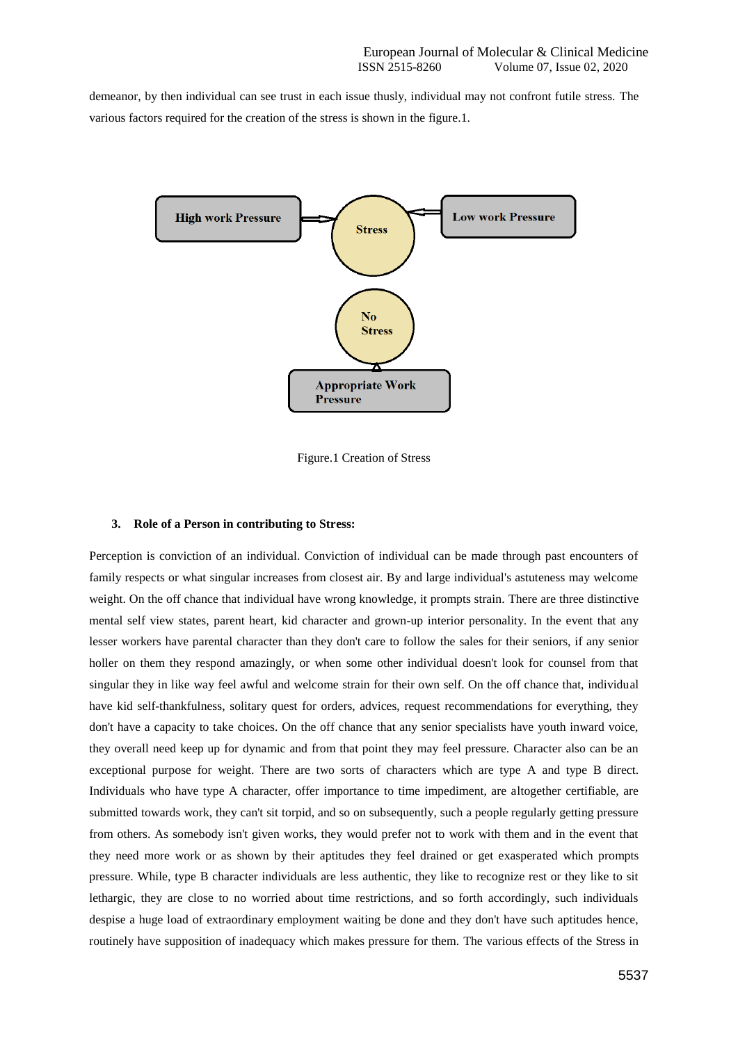demeanor, by then individual can see trust in each issue thusly, individual may not confront futile stress. The various factors required for the creation of the stress is shown in the figure.1.

Figure.1 Creation of Stress

### 3. Role of a Person in contributing to Stress:

Perception is conviction of an individual. Conviction of individual can be made through past encounters of family respects or what singular increases from closest air. By and large individual's astuteness may welcome weight. On the off chance that individual have wrong knowledge, it prompts strain. There are three distinctive mental self view states, parent heart, kid character and grown-up interior personality. In the event that any lesser workers have parental character than they don't care to follow the sales for their seniors, if any senior holler on them they respond amazingly, or when some other individual doesn't look for counsel from that singular they in like way feel awful and welcome strain for their own self. On the off chance that, individual have kid self-thankfulness, solitary quest for orders, advices, request recommendations for everything, they don't have a capacity to take choices. On the off chance that any senior specialists have youth inward voice, they overall need keep up for dynamic and from that point they may feel pressure. Character also can be an exceptional purpose for weight. There are two sorts of characters which are type A and type B direct. Individuals who have type A character, offer importance to time impediment, are altogether certifiable, are submitted towards work, they can't sit torpid, and so on subsequently, such a people regularly getting pressure from others. As somebody isn't given works, they would prefer not to work with them and in the event that they need more work or as shown by their aptitudes they feel drained or get exasperated which prompts pressure. While, type B character individuals are less authentic, they like to recognize rest or they like to sit lethargic, they are close to no worried about time restrictions, and so forth accordingly, such individuals despise a huge load of extraordinary employment waiting be done and they don't have such aptitudes hence, routinely have supposition of inadequacy which makes pressure for them. The various effects of the Stress in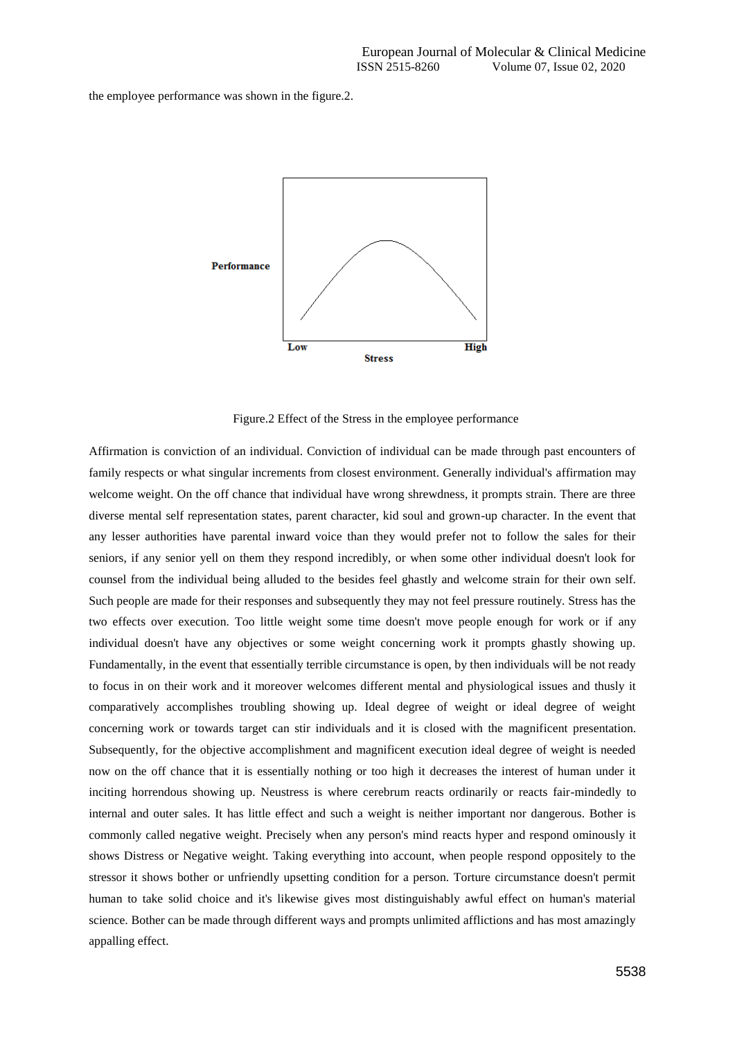the employee performance was shown in the figure.2.

Figure.2 Effect of the Stress in the employee performance

Affirmation is conviction of an individual. Conviction of individual can be made through past encounters of family respects or what singular increments from closest environment. Generally individual's affirmation may welcome weight. On the off chance that individual have wrong shrewdness, it prompts strain. There are three diverse mental self representation states, parent character, kid soul and grown-up character. In the event that any lesser authorities have parental inward voice than they would prefer not to follow the sales for their seniors, if any senior yell on them they respond incredibly, or when some other individual doesn't look for counsel from the individual being alluded to the besides feel ghastly and welcome strain for their own self. Such people are made for their responses and subsequently they may not feel pressure routinely. Stress has the two effects over execution. Too little weight some time doesn't move people enough for work or if any individual doesn't have any objectives or some weight concerning work it prompts ghastly showing up. Fundamentally, in the event that essentially terrible circumstance is open, by then individuals will be not ready to focus in on their work and it moreover welcomes different mental and physiological issues and thusly it comparatively accomplishes troubling showing up. Ideal degree of weight or ideal degree of weight concerning work or towards target can stir individuals and it is closed with the magnificent presentation. Subsequently, for the objective accomplishment and magnificent execution ideal degree of weight is needed now on the off chance that it is essentially nothing or too high it decreases the interest of human under it inciting horrendous showing up. Neustress is where cerebrum reacts ordinarily or reacts fair-mindedly to internal and outer sales. It has little effect and such a weight is neither important nor dangerous. Bother is commonly called negative weight. Precisely when any person's mind reacts hyper and respond ominously it shows Distress or Negative weight. Taking everything into account, when people respond oppositely to the stressor it shows bother or unfriendly upsetting condition for a person. Torture circumstance doesn't permit human to take solid choice and it's likewise gives most distinguishably awful effect on human's material science. Bother can be made through different ways and prompts unlimited afflictions and has most amazingly appalling effect.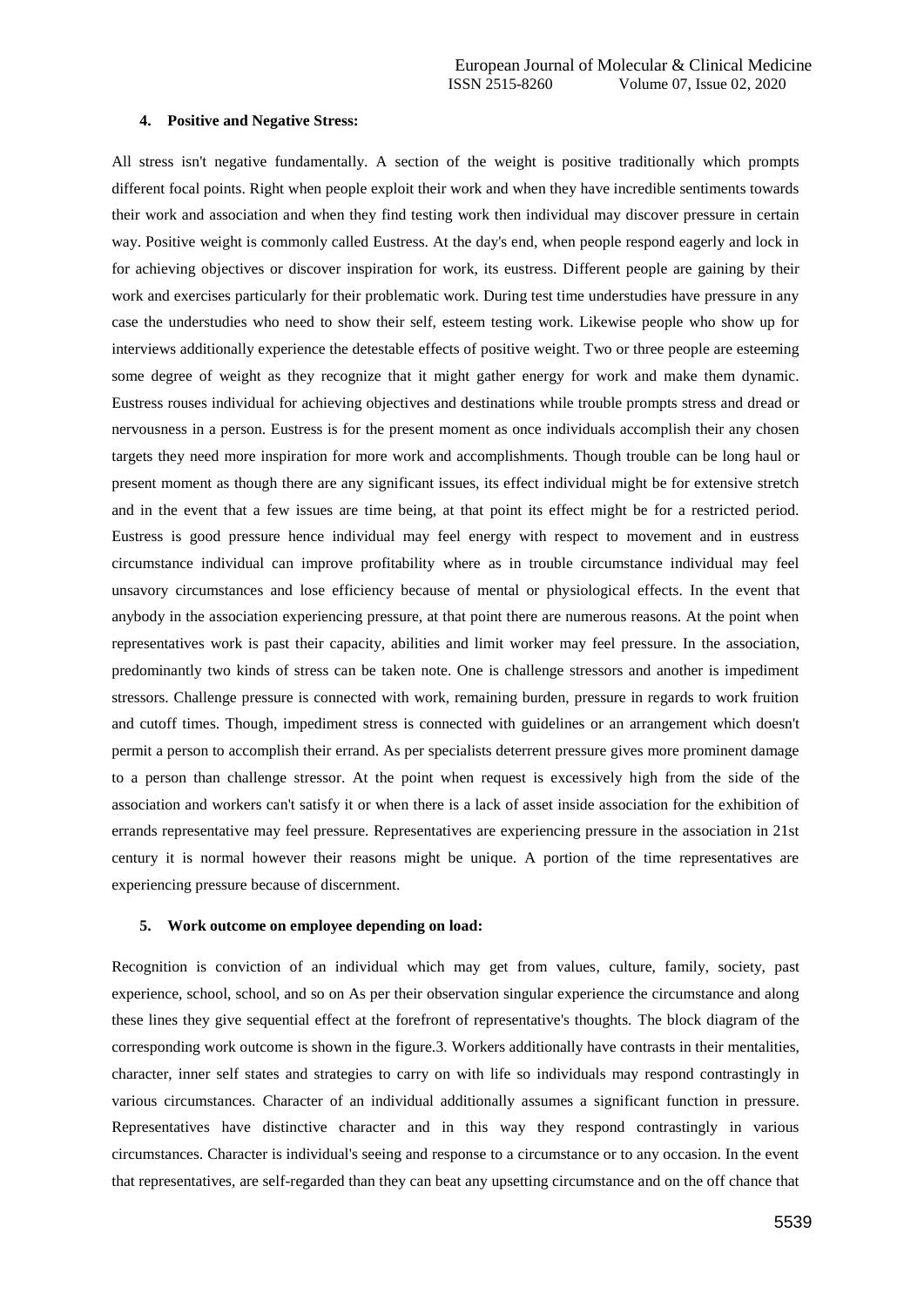### 4. Positive and Negative Stress:

All stress isn't negative fundamentally. A section of the weight is positive traditionally which prompts different focal points. Right when people exploit their work and when they have incredible sentiments towards their work and association and when they find testing work then individual may discover pressure in certain way. Positive weight is commonly called Eustress. At the day's end, when people respond eagerly and lock in for achieving objectives or discover inspiration for work, its eustress. Different people are gaining by their work and exercises particularly for their problematic work. During test time understudies have pressure in any case the understudies who need to show their self, esteem testing work. Likewise people who show up for interviews additionally experience the detestable effects of positive weight. Two or three people are esteeming some degree of weight as they recognize that it might gather energy for work and make them dynamic. Eustress rouses individual for achieving objectives and destinations while trouble prompts stress and dread or nervousness in a person. Eustress is for the present moment as once individuals accomplish their any chosen targets they need more inspiration for more work and accomplishments. Though trouble can be long haul or present moment as though there are any significant issues, its effect individual might be for extensive stretch and in the event that a few issues are time being, at that point its effect might be for a restricted period. Eustress is good pressure hence individual may feel energy with respect to movement and in eustress circumstance individual can improve profitability where as in trouble circumstance individual may feel unsavory circumstances and lose efficiency because of mental or physiological effects. In the event that anybody in the association experiencing pressure, at that point there are numerous reasons. At the point when representatives work is past their capacity, abilities and limit worker may feel pressure. In the association, predominantly two kinds of stress can be taken note. One is challenge stressors and another is impediment stressors. Challenge pressure is connected with work, remaining burden, pressure in regards to work fruition and cutoff times. Though, impediment stress is connected with guidelines or an arrangement which doesn't permit a person to accomplish their errand. As per specialists deterrent pressure gives more prominent damage to a person than challenge stressor. At the point when request is excessively high from the side of the association and workers can't satisfy it or when there is a lack of asset inside association for the exhibition of errands representative may feel pressure. Representatives are experiencing pressure in the association in 21st century it is normal however their reasons might be unique. A portion of the time representatives are experiencing pressure because of discernment.

### 5. Work outcome on employee depending on load:

Recognition is conviction of an individual which may get from values, culture, family, society, past experience, school, school, and so on As per their observation singular experience the circumstance and along these lines they give sequential effect at the forefront of representative's thoughts. The block diagram of the corresponding work outcome is shown in the figure.3. Workers additionally have contrasts in their mentalities, character, inner self states and strategies to carry on with life so individuals may respond contrastingly in various circumstances. Character of an individual additionally assumes a significant function in pressure. Representatives have distinctive character and in this way they respond contrastingly in various circumstances. Character is individual's seeing and response to a circumstance or to any occasion. In the event that representatives, are self-regarded than they can beat any upsetting circumstance and on the off chance that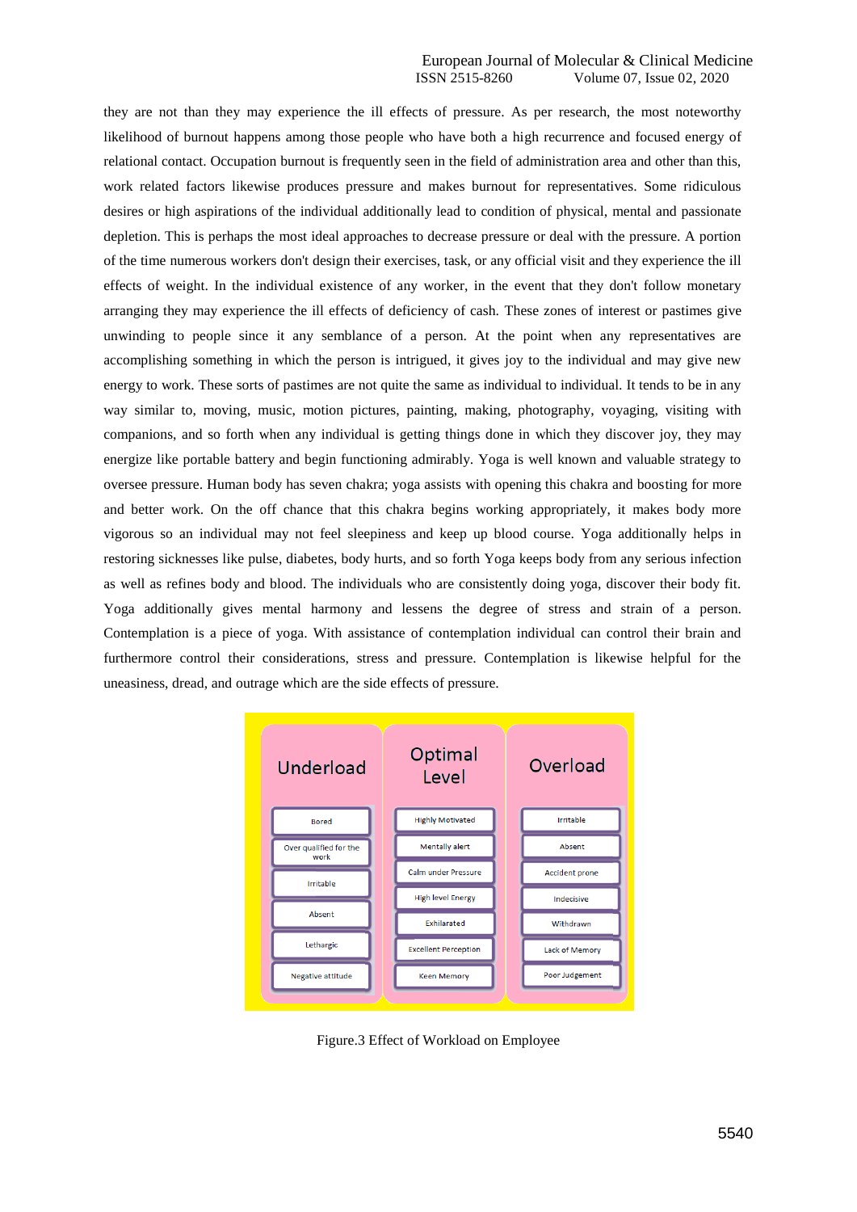they are not than they may experience the ill effects of pressure. As per research, the most noteworthy likelihood of burnout happens among those people who have both a high recurrence and focused energy of relational contact. Occupation burnout is frequently seen in the field of administration area and other than this, work related factors likewise produces pressure and makes burnout for representatives. Some ridiculous desires or high aspirations of the individual additionally lead to condition of physical, mental and passionate depletion. This is perhaps the most ideal approaches to decrease pressure or deal with the pressure. A portion of the time numerous workers don't design their exercises, task, or any official visit and they experience the ill effects of weight. In the individual existence of any worker, in the event that they don't follow monetary arranging they may experience the ill effects of deficiency of cash. These zones of interest or pastimes give unwinding to people since it any semblance of a person. At the point when any representatives are accomplishing something in which the person is intrigued, it gives joy to the individual and may give new energy to work. These sorts of pastimes are not quite the same as individual to individual. It tends to be in any way similar to, moving, music, motion pictures, painting, making, photography, voyaging, visiting with companions, and so forth when any individual is getting things done in which they discover joy, they may energize like portable battery and begin functioning admirably. Yoga is well known and valuable strategy to oversee pressure. Human body has seven chakra; yoga assists with opening this chakra and boosting for more and better work. On the off chance that this chakra begins working appropriately, it makes body more vigorous so an individual may not feel sleepiness and keep up blood course. Yoga additionally helps in restoring sicknesses like pulse, diabetes, body hurts, and so forth Yoga keeps body from any serious infection as well as refines body and blood. The individuals who are consistently doing yoga, discover their body fit. Yoga additionally gives mental harmony and lessens the degree of stress and strain of a person. Contemplation is a piece of yoga. With assistance of contemplation individual can control their brain and furthermore control their considerations, stress and pressure. Contemplation is likewise helpful for the uneasiness, dread, and outrage which are the side effects of pressure.

| Underload | Optimal Level | Overload |
|---|---|---|
| Bored | Highly Motivated | Irritable |
| Over qualified for the work | Mentally alert | Absent |
| Irritable | Calm under Pressure | Accident prone |
| Absent | High level Energy | Indecisive |
| Lethargic | Exhilarated | Withdrawn |
| Negative attitude | Excellent Perception | Lack of Memory |
| | Keen Memory | Poor Judgement |

Figure.3 Effect of Workload on Employee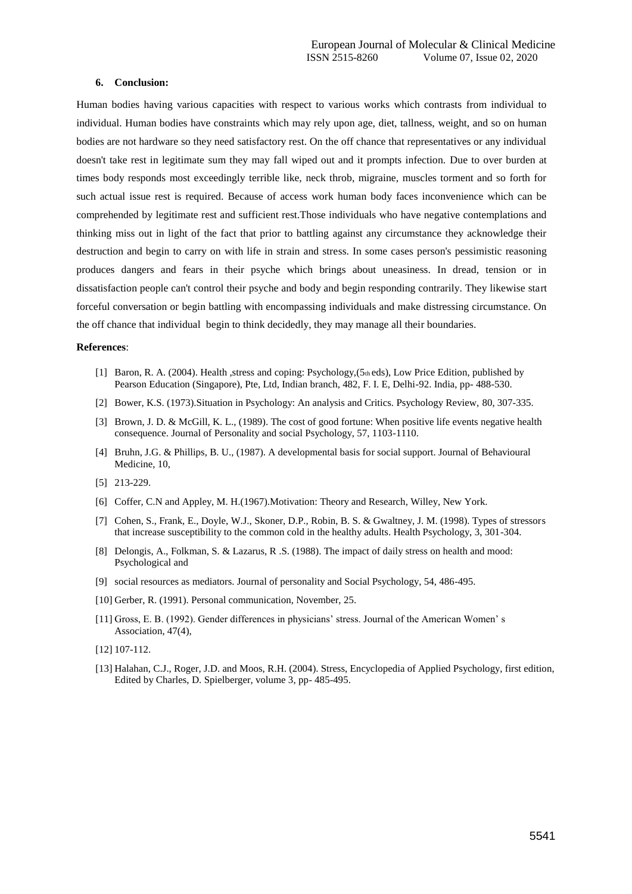### 6. Conclusion:

Human bodies having various capacities with respect to various works which contrasts from individual to individual. Human bodies have constraints which may rely upon age, diet, tallness, weight, and so on human bodies are not hardware so they need satisfactory rest. On the off chance that representatives or any individual doesn't take rest in legitimate sum they may fall wiped out and it prompts infection. Due to over burden at times body responds most exceedingly terrible like, neck throb, migraine, muscles torment and so forth for such actual issue rest is required. Because of access work human body faces inconvenience which can be comprehended by legitimate rest and sufficient rest.Those individuals who have negative contemplations and thinking miss out in light of the fact that prior to battling against any circumstance they acknowledge their destruction and begin to carry on with life in strain and stress. In some cases person's pessimistic reasoning produces dangers and fears in their psyche which brings about uneasiness. In dread, tension or in dissatisfaction people can't control their psyche and body and begin responding contrarily. They likewise start forceful conversation or begin battling with encompassing individuals and make distressing circumstance. On the off chance that individual begin to think decidedly, they may manage all their boundaries.

**References**:

[1] Baron, R. A. (2004). Health ,stress and coping: Psychology,(5th eds), Low Price Edition, published by Pearson Education (Singapore), Pte, Ltd, Indian branch, 482, F. I. E, Delhi-92. India, pp- 488-530.

[2] Bower, K.S. (1973).Situation in Psychology: An analysis and Critics. Psychology Review, 80, 307-335.

[3] Brown, J. D. & McGill, K. L., (1989). The cost of good fortune: When positive life events negative health consequence. Journal of Personality and social Psychology, 57, 1103-1110.

[4] Bruhn, J.G. & Phillips, B. U., (1987). A developmental basis for social support. Journal of Behavioural Medicine, 10,

[5] 213-229.

[6] Coffer, C.N and Appley, M. H.(1967).Motivation: Theory and Research, Willey, New York.

[7] Cohen, S., Frank, E., Doyle, W.J., Skoner, D.P., Robin, B. S. & Gwaltney, J. M. (1998). Types of stressors that increase susceptibility to the common cold in the healthy adults. Health Psychology, 3, 301-304.

[8] Delongis, A., Folkman, S. & Lazarus, R .S. (1988). The impact of daily stress on health and mood: Psychological and

[9] social resources as mediators. Journal of personality and Social Psychology, 54, 486-495.

[10] Gerber, R. (1991). Personal communication, November, 25.

[11] Gross, E. B. (1992). Gender differences in physicians' stress. Journal of the American Women' s Association, 47(4),

[12] 107-112.

[13] Halahan, C.J., Roger, J.D. and Moos, R.H. (2004). Stress, Encyclopedia of Applied Psychology, first edition, Edited by Charles, D. Spielberger, volume 3, pp- 485-495.